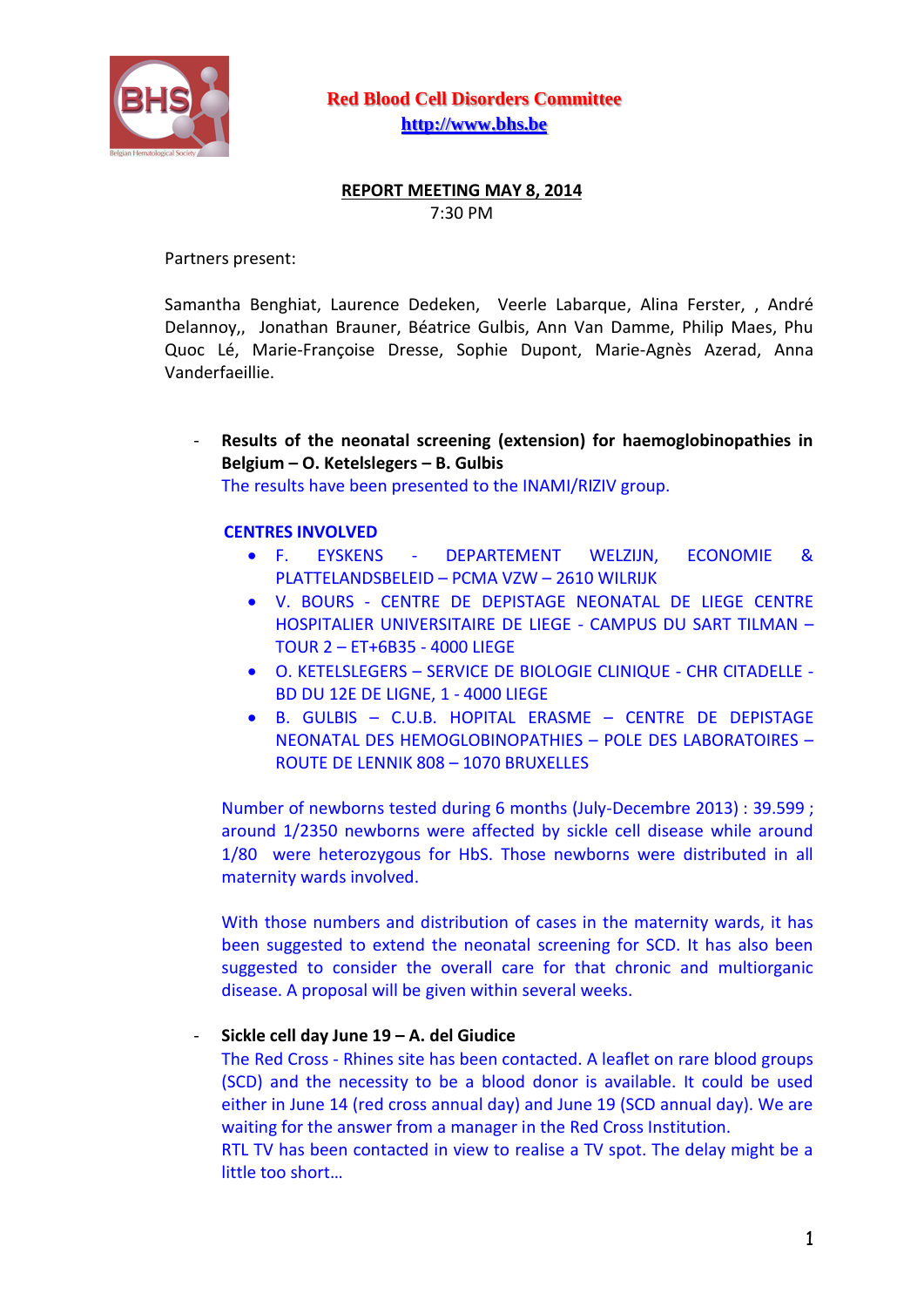**Red Blood Cell Disorders Committee**
**http://www.bhs.be**

## REPORT MEETING MAY 8, 2014

7:30 PM

Partners present:

Samantha Benghiat, Laurence Dedeken, Veerle Labarque, Alina Ferster, , André Delannoy,, Jonathan Brauner, Béatrice Gulbis, Ann Van Damme, Philip Maes, Phu Quoc Lé, Marie-Françoise Dresse, Sophie Dupont, Marie-Agnès Azerad, Anna Vanderfaeillie.

- **Results of the neonatal screening (extension) for haemoglobinopathies in Belgium – O. Ketelslegers – B. Gulbis**

  The results have been presented to the INAMI/RIZIV group.

  **CENTRES INVOLVED**

  - F. EYSKENS - DEPARTEMENT WELZIJN, ECONOMIE & PLATTELANDSBELEID – PCMA VZW – 2610 WILRIJK
  - V. BOURS - CENTRE DE DEPISTAGE NEONATAL DE LIEGE CENTRE HOSPITALIER UNIVERSITAIRE DE LIEGE - CAMPUS DU SART TILMAN – TOUR 2 – ET+6B35 - 4000 LIEGE
  - O. KETELSLEGERS – SERVICE DE BIOLOGIE CLINIQUE - CHR CITADELLE - BD DU 12E DE LIGNE, 1 - 4000 LIEGE
  - B. GULBIS – C.U.B. HOPITAL ERASME – CENTRE DE DEPISTAGE NEONATAL DES HEMOGLOBINOPATHIES – POLE DES LABORATOIRES – ROUTE DE LENNIK 808 – 1070 BRUXELLES

  Number of newborns tested during 6 months (July-Decembre 2013) : 39.599 ; around 1/2350 newborns were affected by sickle cell disease while around 1/80 were heterozygous for HbS. Those newborns were distributed in all maternity wards involved.

  With those numbers and distribution of cases in the maternity wards, it has been suggested to extend the neonatal screening for SCD. It has also been suggested to consider the overall care for that chronic and multiorganic disease. A proposal will be given within several weeks.

- **Sickle cell day June 19 – A. del Giudice**

  The Red Cross - Rhines site has been contacted. A leaflet on rare blood groups (SCD) and the necessity to be a blood donor is available. It could be used either in June 14 (red cross annual day) and June 19 (SCD annual day). We are waiting for the answer from a manager in the Red Cross Institution.

  RTL TV has been contacted in view to realise a TV spot. The delay might be a little too short…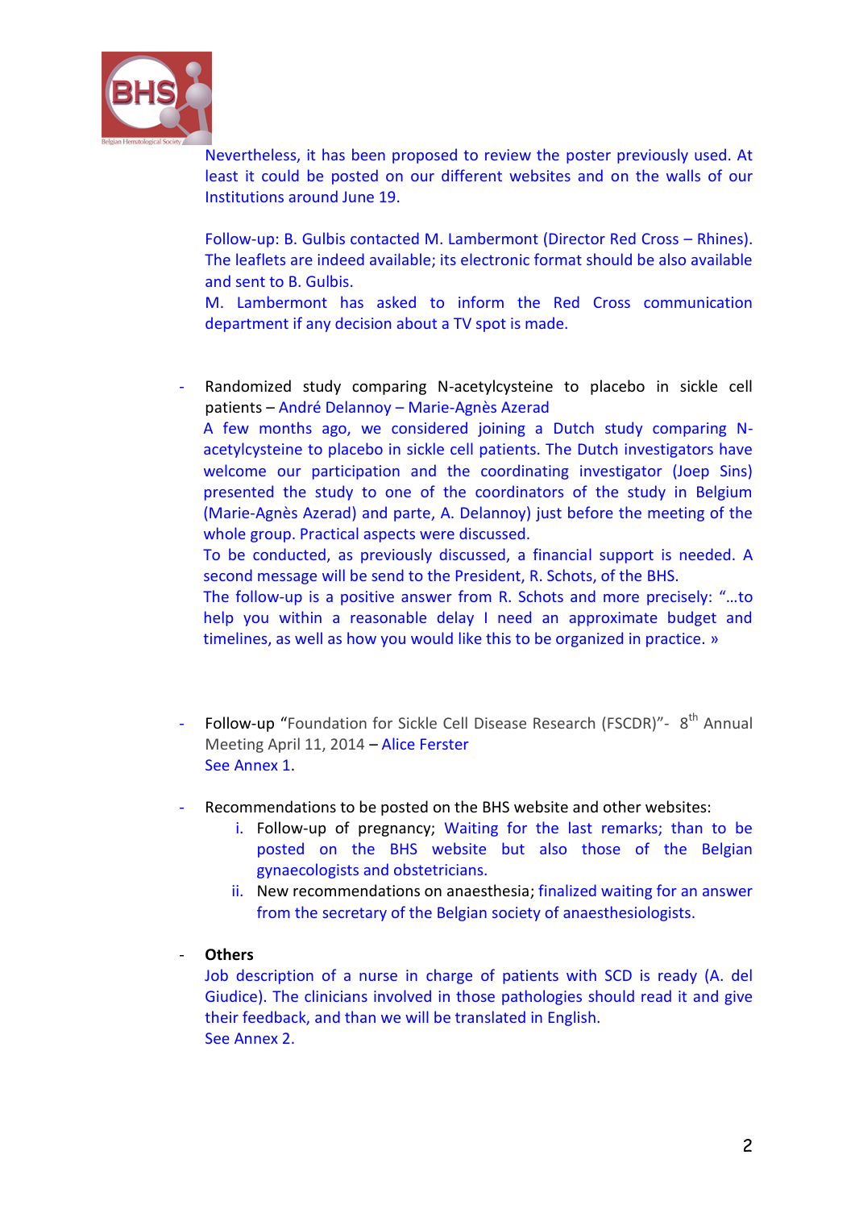Nevertheless, it has been proposed to review the poster previously used. At least it could be posted on our different websites and on the walls of our Institutions around June 19.

Follow-up: B. Gulbis contacted M. Lambermont (Director Red Cross – Rhines). The leaflets are indeed available; its electronic format should be also available and sent to B. Gulbis.
M. Lambermont has asked to inform the Red Cross communication department if any decision about a TV spot is made.

- Randomized study comparing N-acetylcysteine to placebo in sickle cell patients – André Delannoy – Marie-Agnès Azerad
  A few months ago, we considered joining a Dutch study comparing N-acetylcysteine to placebo in sickle cell patients. The Dutch investigators have welcome our participation and the coordinating investigator (Joep Sins) presented the study to one of the coordinators of the study in Belgium (Marie-Agnès Azerad) and parte, A. Delannoy) just before the meeting of the whole group. Practical aspects were discussed.
  To be conducted, as previously discussed, a financial support is needed. A second message will be send to the President, R. Schots, of the BHS.
  The follow-up is a positive answer from R. Schots and more precisely: "…to help you within a reasonable delay I need an approximate budget and timelines, as well as how you would like this to be organized in practice. »

- Follow-up "Foundation for Sickle Cell Disease Research (FSCDR)"- 8th Annual Meeting April 11, 2014 – Alice Ferster
  See Annex 1.

- Recommendations to be posted on the BHS website and other websites:
  i. Follow-up of pregnancy; Waiting for the last remarks; than to be posted on the BHS website but also those of the Belgian gynaecologists and obstetricians.
  ii. New recommendations on anaesthesia; finalized waiting for an answer from the secretary of the Belgian society of anaesthesiologists.

- **Others**
  Job description of a nurse in charge of patients with SCD is ready (A. del Giudice). The clinicians involved in those pathologies should read it and give their feedback, and than we will be translated in English.
  See Annex 2.